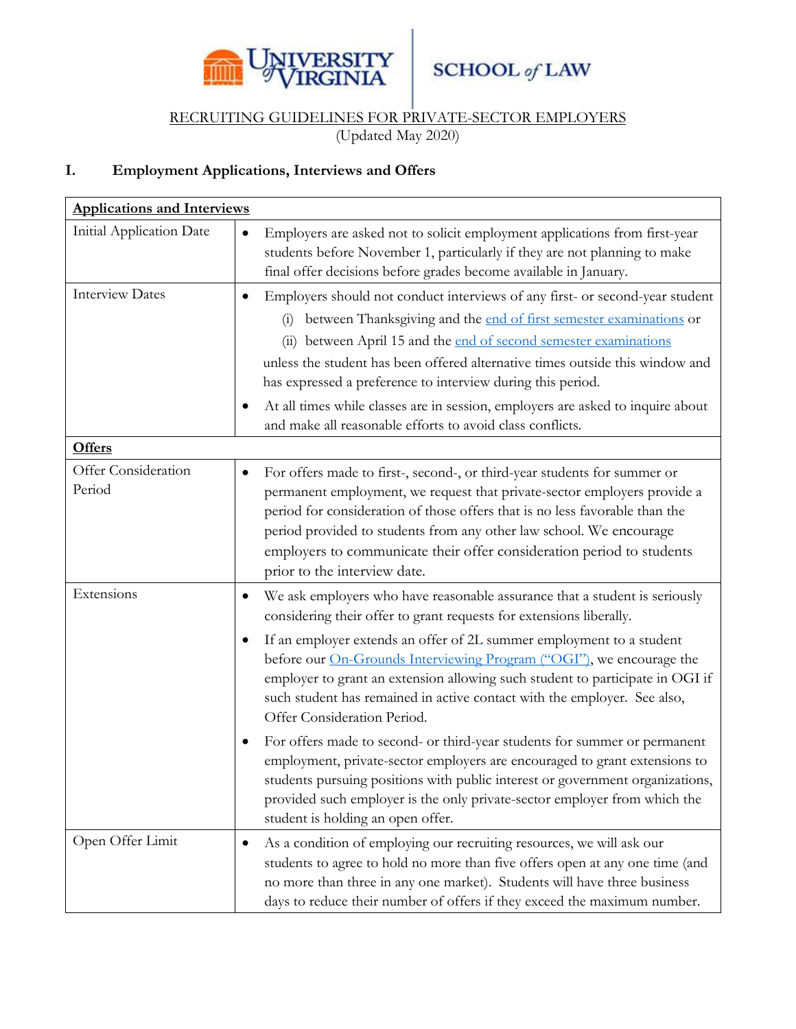UNIVERSITY of VIRGINIA | SCHOOL of LAW

RECRUITING GUIDELINES FOR PRIVATE-SECTOR EMPLOYERS

(Updated May 2020)

## I. Employment Applications, Interviews and Offers

| **Applications and Interviews** | |
|---|---|
| Initial Application Date | • Employers are asked not to solicit employment applications from first-year students before November 1, particularly if they are not planning to make final offer decisions before grades become available in January. |
| Interview Dates | • Employers should not conduct interviews of any first- or second-year student (i) between Thanksgiving and the end of first semester examinations or (ii) between April 15 and the end of second semester examinations unless the student has been offered alternative times outside this window and has expressed a preference to interview during this period.<br>• At all times while classes are in session, employers are asked to inquire about and make all reasonable efforts to avoid class conflicts. |
| **Offers** | |
| Offer Consideration Period | • For offers made to first-, second-, or third-year students for summer or permanent employment, we request that private-sector employers provide a period for consideration of those offers that is no less favorable than the period provided to students from any other law school. We encourage employers to communicate their offer consideration period to students prior to the interview date. |
| Extensions | • We ask employers who have reasonable assurance that a student is seriously considering their offer to grant requests for extensions liberally.<br>• If an employer extends an offer of 2L summer employment to a student before our On-Grounds Interviewing Program ("OGI"), we encourage the employer to grant an extension allowing such student to participate in OGI if such student has remained in active contact with the employer. See also, Offer Consideration Period.<br>• For offers made to second- or third-year students for summer or permanent employment, private-sector employers are encouraged to grant extensions to students pursuing positions with public interest or government organizations, provided such employer is the only private-sector employer from which the student is holding an open offer. |
| Open Offer Limit | • As a condition of employing our recruiting resources, we will ask our students to agree to hold no more than five offers open at any one time (and no more than three in any one market). Students will have three business days to reduce their number of offers if they exceed the maximum number. |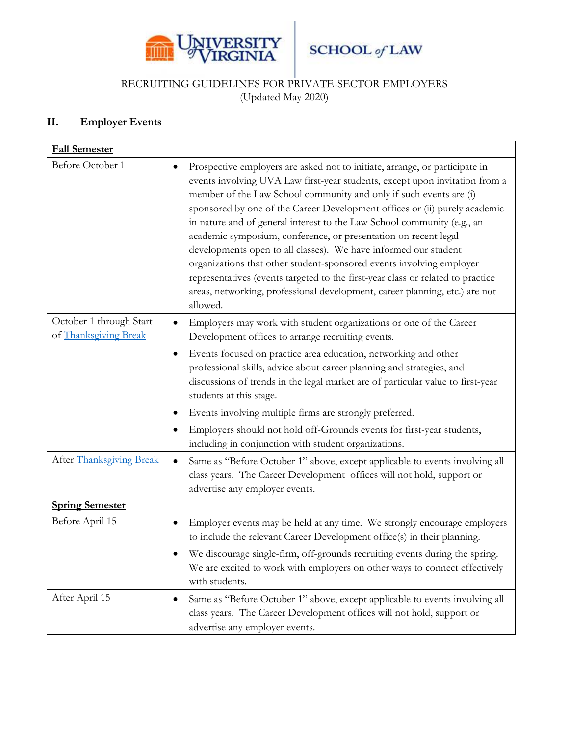UNIVERSITY of VIRGINIA | SCHOOL of LAW

RECRUITING GUIDELINES FOR PRIVATE-SECTOR EMPLOYERS
(Updated May 2020)

## II. Employer Events

| | |
|---|---|
| **Fall Semester** | |
| Before October 1 | • Prospective employers are asked not to initiate, arrange, or participate in events involving UVA Law first-year students, except upon invitation from a member of the Law School community and only if such events are (i) sponsored by one of the Career Development offices or (ii) purely academic in nature and of general interest to the Law School community (e.g., an academic symposium, conference, or presentation on recent legal developments open to all classes). We have informed our student organizations that other student-sponsored events involving employer representatives (events targeted to the first-year class or related to practice areas, networking, professional development, career planning, etc.) are not allowed. |
| October 1 through Start of Thanksgiving Break | • Employers may work with student organizations or one of the Career Development offices to arrange recruiting events.<br>• Events focused on practice area education, networking and other professional skills, advice about career planning and strategies, and discussions of trends in the legal market are of particular value to first-year students at this stage.<br>• Events involving multiple firms are strongly preferred.<br>• Employers should not hold off-Grounds events for first-year students, including in conjunction with student organizations. |
| After Thanksgiving Break | • Same as "Before October 1" above, except applicable to events involving all class years. The Career Development offices will not hold, support or advertise any employer events. |
| **Spring Semester** | |
| Before April 15 | • Employer events may be held at any time. We strongly encourage employers to include the relevant Career Development office(s) in their planning.<br>• We discourage single-firm, off-grounds recruiting events during the spring. We are excited to work with employers on other ways to connect effectively with students. |
| After April 15 | • Same as "Before October 1" above, except applicable to events involving all class years. The Career Development offices will not hold, support or advertise any employer events. |